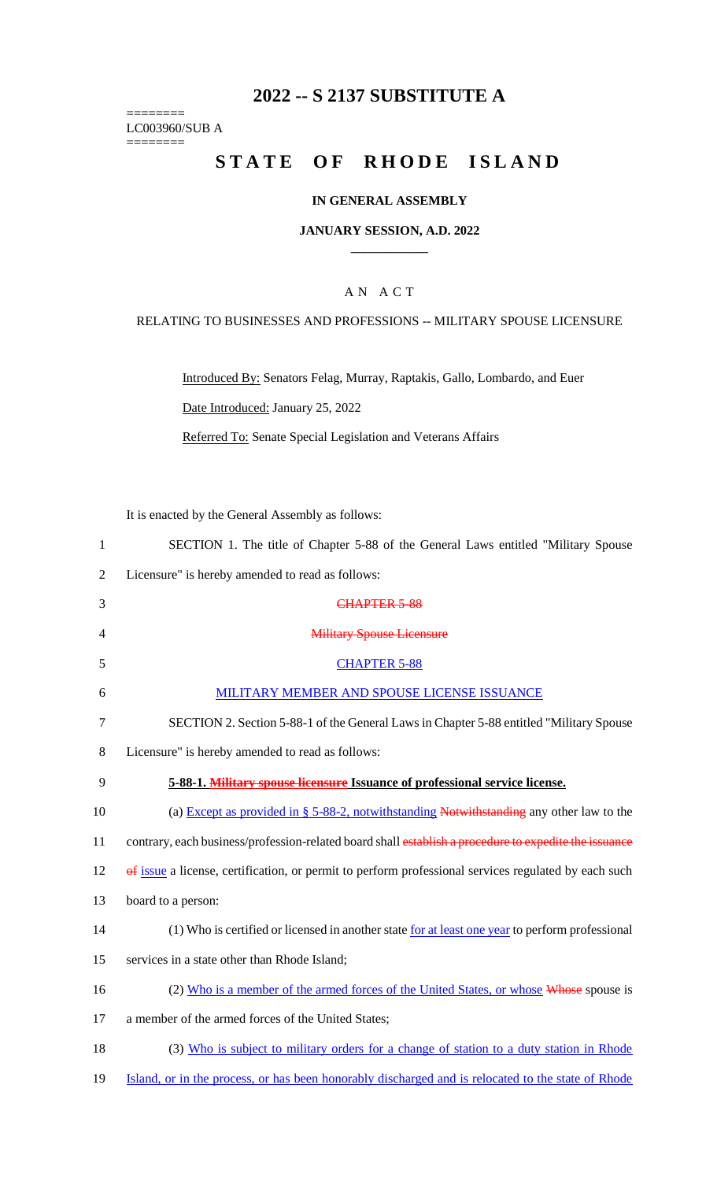# 2022 -- S 2137 SUBSTITUTE A

========
LC003960/SUB A
========

# STATE OF RHODE ISLAND

## IN GENERAL ASSEMBLY

## JANUARY SESSION, A.D. 2022

## A N A C T

RELATING TO BUSINESSES AND PROFESSIONS -- MILITARY SPOUSE LICENSURE

Introduced By: Senators Felag, Murray, Raptakis, Gallo, Lombardo, and Euer

Date Introduced: January 25, 2022

Referred To: Senate Special Legislation and Veterans Affairs

It is enacted by the General Assembly as follows:

1 SECTION 1. The title of Chapter 5-88 of the General Laws entitled "Military Spouse
2 Licensure" is hereby amended to read as follows:

3 ~~CHAPTER 5-88~~

4 ~~Military Spouse Licensure~~

5 CHAPTER 5-88

6 MILITARY MEMBER AND SPOUSE LICENSE ISSUANCE

7 SECTION 2. Section 5-88-1 of the General Laws in Chapter 5-88 entitled "Military Spouse
8 Licensure" is hereby amended to read as follows:

9 **5-88-1. ~~Military spouse licensure~~ Issuance of professional service license.**

10 (a) Except as provided in § 5-88-2, notwithstanding ~~Notwithstanding~~ any other law to the
11 contrary, each business/profession-related board shall ~~establish a procedure to expedite the issuance~~
12 ~~of~~ issue a license, certification, or permit to perform professional services regulated by each such
13 board to a person:

14 (1) Who is certified or licensed in another state for at least one year to perform professional
15 services in a state other than Rhode Island;

16 (2) Who is a member of the armed forces of the United States, or whose ~~Whose~~ spouse is
17 a member of the armed forces of the United States;

18 (3) Who is subject to military orders for a change of station to a duty station in Rhode
19 Island, or in the process, or has been honorably discharged and is relocated to the state of Rhode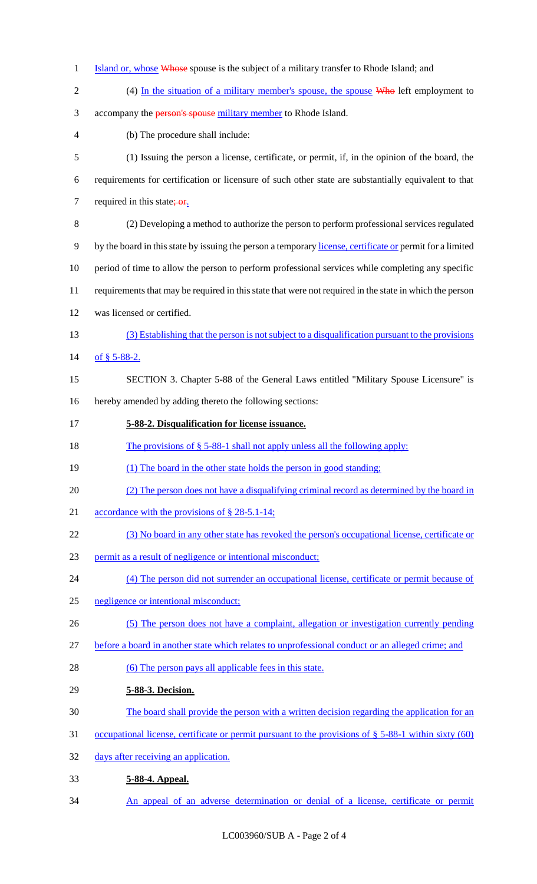Island or, whose ~~Whose~~ spouse is the subject of a military transfer to Rhode Island; and

(4) In the situation of a military member's spouse, the spouse ~~Who~~ left employment to accompany the ~~person's spouse~~ military member to Rhode Island.

(b) The procedure shall include:

(1) Issuing the person a license, certificate, or permit, if, in the opinion of the board, the requirements for certification or licensure of such other state are substantially equivalent to that required in this state~~; or~~.

(2) Developing a method to authorize the person to perform professional services regulated by the board in this state by issuing the person a temporary license, certificate or permit for a limited period of time to allow the person to perform professional services while completing any specific requirements that may be required in this state that were not required in the state in which the person was licensed or certified.

(3) Establishing that the person is not subject to a disqualification pursuant to the provisions of § 5-88-2.

SECTION 3. Chapter 5-88 of the General Laws entitled "Military Spouse Licensure" is hereby amended by adding thereto the following sections:

**5-88-2. Disqualification for license issuance.**

The provisions of § 5-88-1 shall not apply unless all the following apply:

(1) The board in the other state holds the person in good standing;

(2) The person does not have a disqualifying criminal record as determined by the board in accordance with the provisions of § 28-5.1-14;

(3) No board in any other state has revoked the person's occupational license, certificate or permit as a result of negligence or intentional misconduct;

(4) The person did not surrender an occupational license, certificate or permit because of negligence or intentional misconduct;

(5) The person does not have a complaint, allegation or investigation currently pending before a board in another state which relates to unprofessional conduct or an alleged crime; and

(6) The person pays all applicable fees in this state.

**5-88-3. Decision.**

The board shall provide the person with a written decision regarding the application for an occupational license, certificate or permit pursuant to the provisions of § 5-88-1 within sixty (60) days after receiving an application.

**5-88-4. Appeal.**

An appeal of an adverse determination or denial of a license, certificate or permit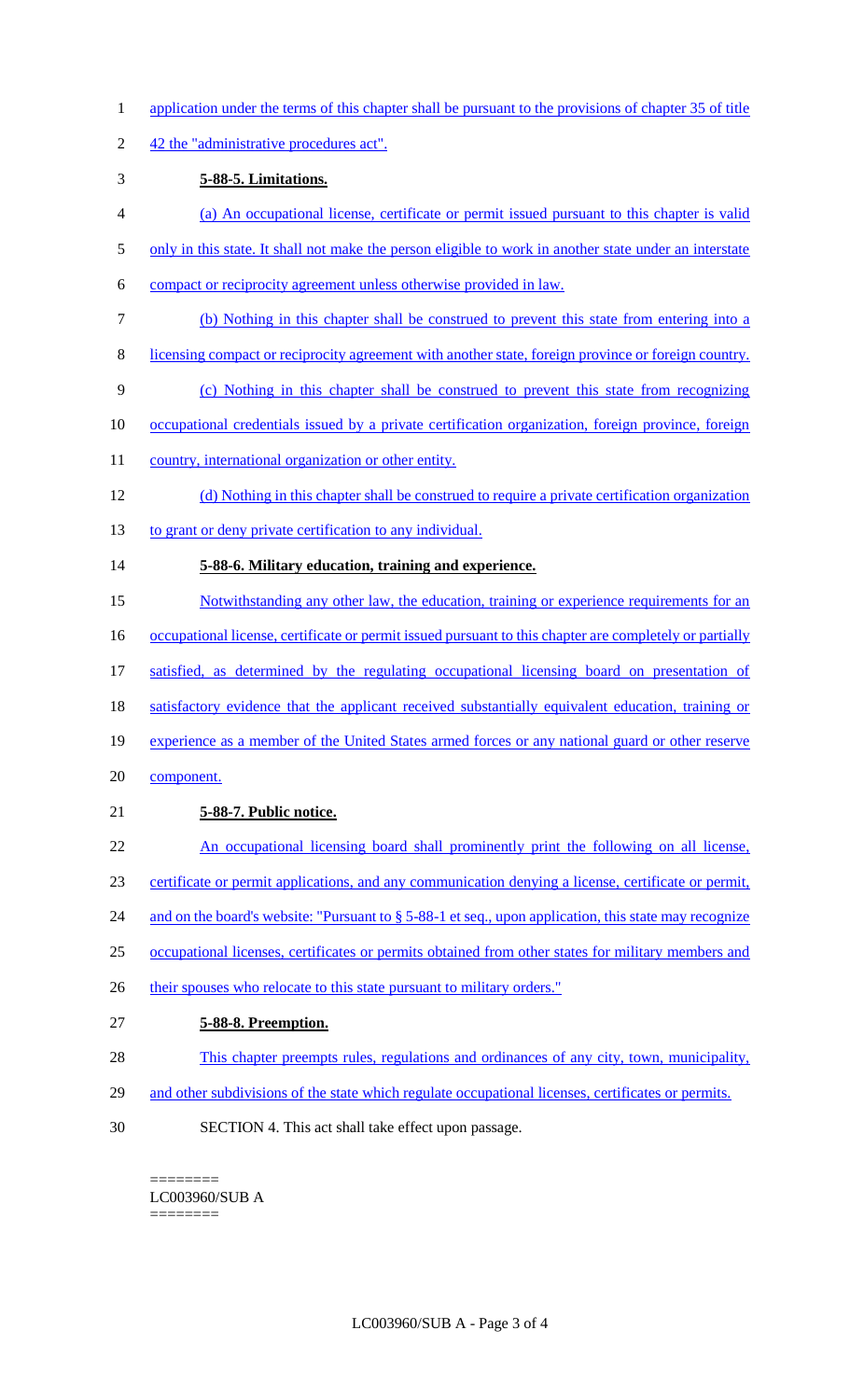application under the terms of this chapter shall be pursuant to the provisions of chapter 35 of title 42 the "administrative procedures act".

**5-88-5. Limitations.**

(a) An occupational license, certificate or permit issued pursuant to this chapter is valid only in this state. It shall not make the person eligible to work in another state under an interstate compact or reciprocity agreement unless otherwise provided in law.

(b) Nothing in this chapter shall be construed to prevent this state from entering into a licensing compact or reciprocity agreement with another state, foreign province or foreign country.

(c) Nothing in this chapter shall be construed to prevent this state from recognizing occupational credentials issued by a private certification organization, foreign province, foreign country, international organization or other entity.

(d) Nothing in this chapter shall be construed to require a private certification organization to grant or deny private certification to any individual.

**5-88-6. Military education, training and experience.**

Notwithstanding any other law, the education, training or experience requirements for an occupational license, certificate or permit issued pursuant to this chapter are completely or partially satisfied, as determined by the regulating occupational licensing board on presentation of satisfactory evidence that the applicant received substantially equivalent education, training or experience as a member of the United States armed forces or any national guard or other reserve component.

**5-88-7. Public notice.**

An occupational licensing board shall prominently print the following on all license, certificate or permit applications, and any communication denying a license, certificate or permit, and on the board's website: "Pursuant to § 5-88-1 et seq., upon application, this state may recognize occupational licenses, certificates or permits obtained from other states for military members and their spouses who relocate to this state pursuant to military orders."

**5-88-8. Preemption.**

This chapter preempts rules, regulations and ordinances of any city, town, municipality, and other subdivisions of the state which regulate occupational licenses, certificates or permits.

SECTION 4. This act shall take effect upon passage.

========
LC003960/SUB A
========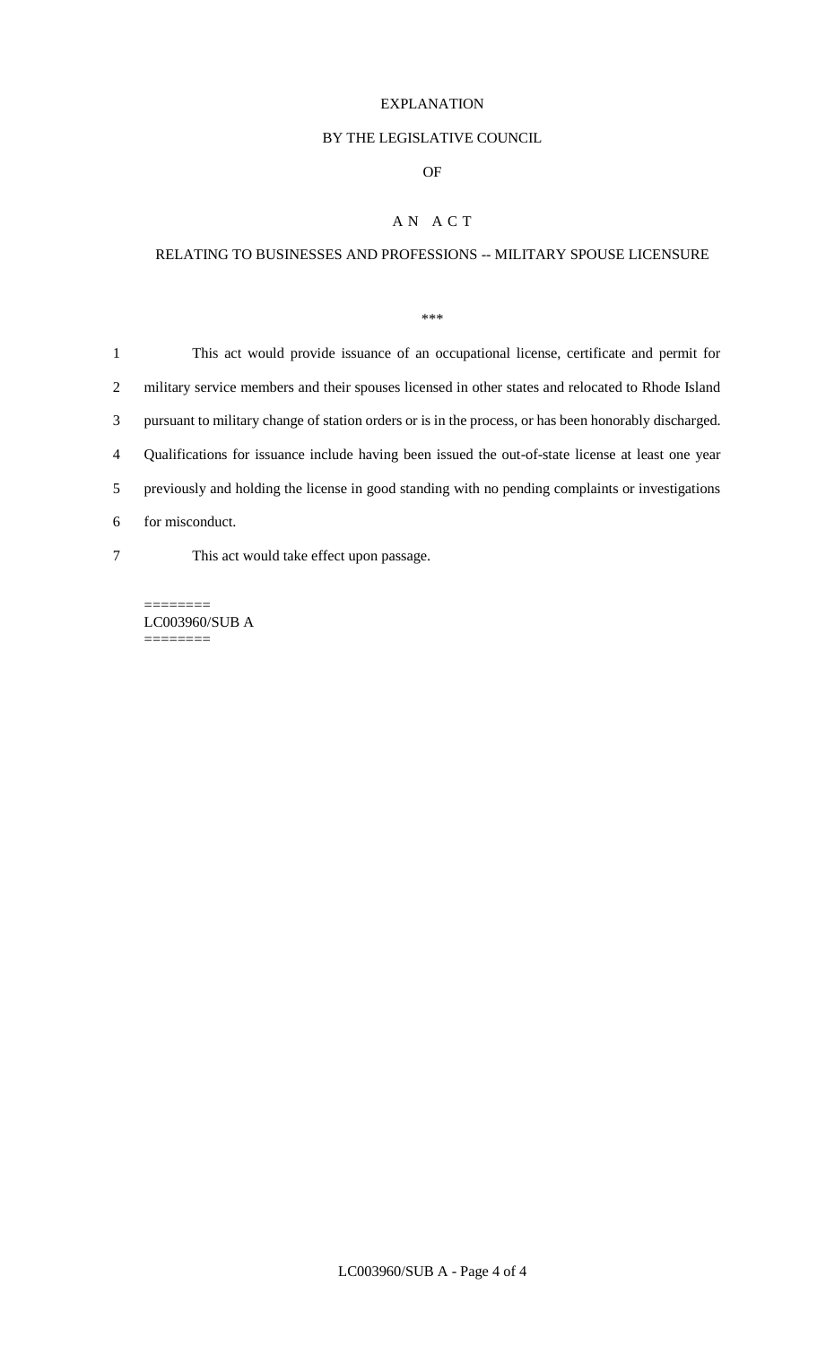EXPLANATION

BY THE LEGISLATIVE COUNCIL

OF

A N A C T

RELATING TO BUSINESSES AND PROFESSIONS -- MILITARY SPOUSE LICENSURE

\*\*\*

1 This act would provide issuance of an occupational license, certificate and permit for
2 military service members and their spouses licensed in other states and relocated to Rhode Island
3 pursuant to military change of station orders or is in the process, or has been honorably discharged.
4 Qualifications for issuance include having been issued the out-of-state license at least one year
5 previously and holding the license in good standing with no pending complaints or investigations
6 for misconduct.
7 This act would take effect upon passage.

========
LC003960/SUB A
========